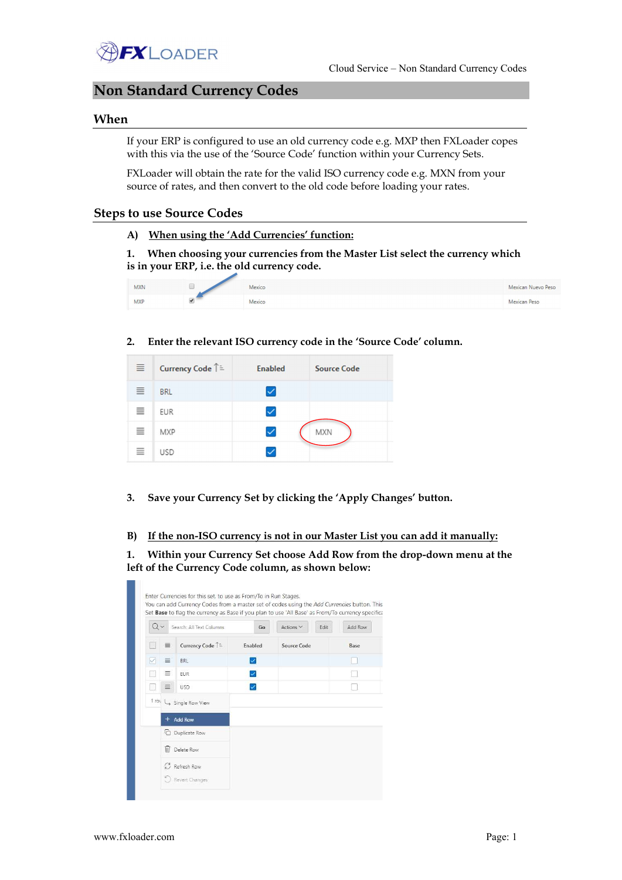# Non Standard Currency Codes

## When

If your ERP is configured to use an old currency code e.g. MXP then FXLoader copes with this via the use of the 'Source Code' function within your Currency Sets.

FXLoader will obtain the rate for the valid ISO currency code e.g. MXN from your source of rates, and then convert to the old code before loading your rates.

## Steps to use Source Codes

**A) <u>When using the 'Add Currencies' function:</u>**

**1. When choosing your currencies from the Master List select the currency which is in your ERP, i.e. the old currency code.**

| | | | |
|---|---|---|---|
| MXN | ☐ | Mexico | Mexican Nuevo Peso |
| MXP | ☑ | Mexico | Mexican Peso |

**2. Enter the relevant ISO currency code in the 'Source Code' column.**

| Currency Code | Enabled | Source Code |
|---|---|---|
| BRL | ☑ | |
| EUR | ☑ | |
| MXP | ☑ | MXN |
| USD | ☑ | |

**3. Save your Currency Set by clicking the 'Apply Changes' button.**

**B) <u>If the non-ISO currency is not in our Master List you can add it manually:</u>**

**1. Within your Currency Set choose Add Row from the drop-down menu at the left of the Currency Code column, as shown below:**

Enter Currencies for this set, to use as From/To in Run Stages.
You can add Currency Codes from a master set of codes using the *Add Currencies* button. This
Set **Base** to flag the currency as Base if you plan to use 'All Base' as From/To currency specifica

Search: All Text Columns | Go | Actions | Edit | Add Row

| | | Currency Code | Enabled | Source Code | Base |
|---|---|---|---|---|---|
| ☑ | | BRL | ☑ | | ☐ |
| ☐ | | EUR | ☑ | | ☐ |
| ☐ | | USD | ☑ | | ☐ |

- Single Row View
- Add Row
- Duplicate Row
- Delete Row
- Refresh Row
- Revert Changes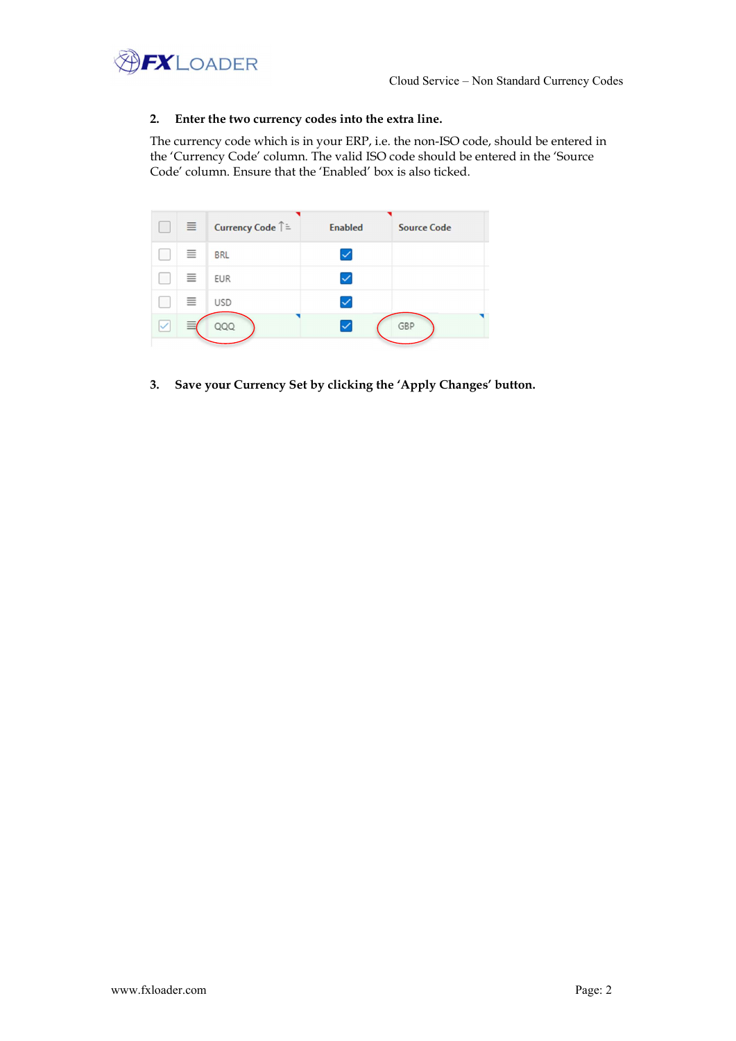**2. Enter the two currency codes into the extra line.**

The currency code which is in your ERP, i.e. the non-ISO code, should be entered in the 'Currency Code' column. The valid ISO code should be entered in the 'Source Code' column. Ensure that the 'Enabled' box is also ticked.

| Currency Code | Enabled | Source Code |
|---|---|---|
| BRL | ☑ | |
| EUR | ☑ | |
| USD | ☑ | |
| QQQ | ☑ | GBP |

**3. Save your Currency Set by clicking the 'Apply Changes' button.**